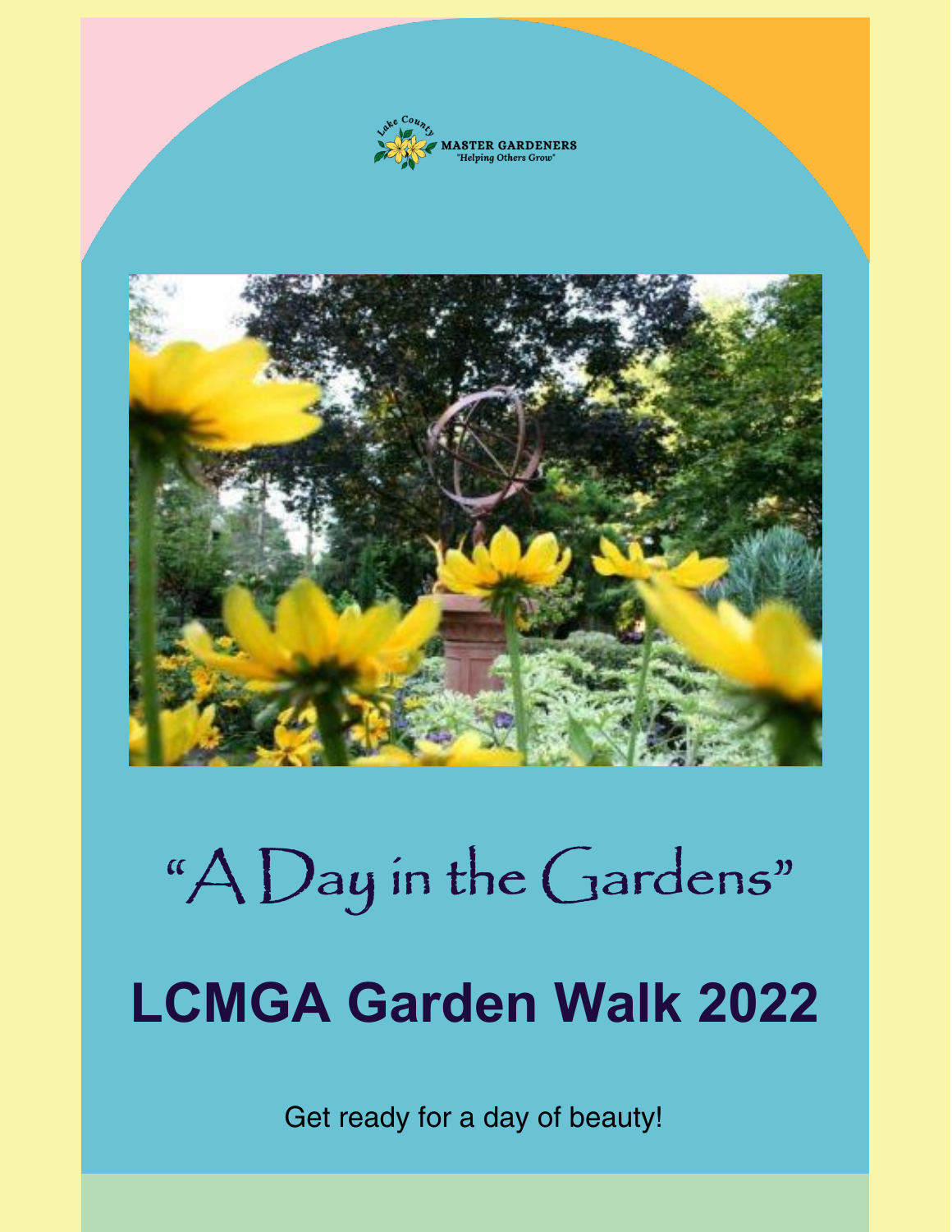Lake County MASTER GARDENERS
"Helping Others Grow"

# "A Day in the Gardens"

## LCMGA Garden Walk 2022

Get ready for a day of beauty!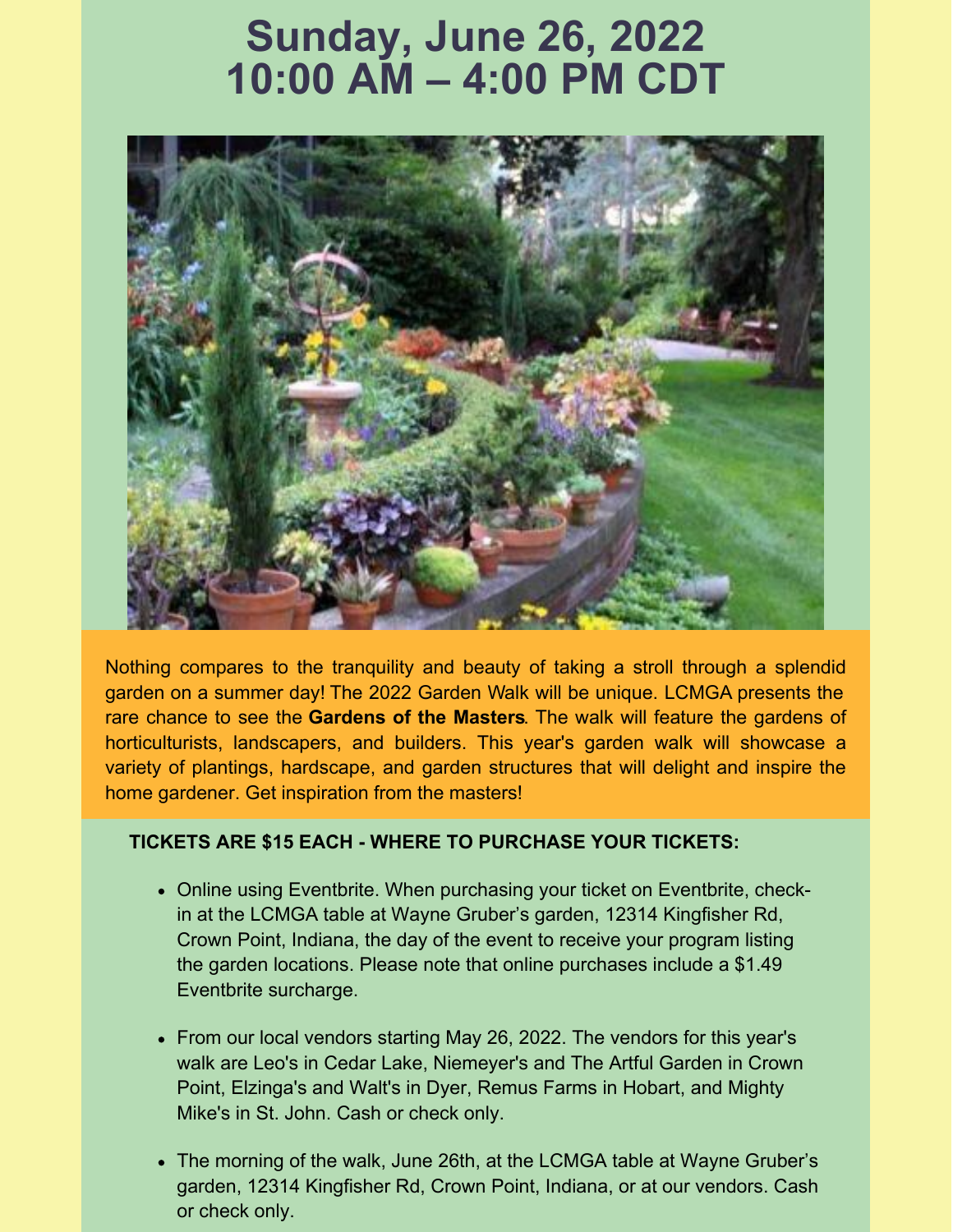# Sunday, June 26, 2022
# 10:00 AM – 4:00 PM CDT

Nothing compares to the tranquility and beauty of taking a stroll through a splendid garden on a summer day! The 2022 Garden Walk will be unique. LCMGA presents the rare chance to see the **Gardens of the Masters**. The walk will feature the gardens of horticulturists, landscapers, and builders. This year's garden walk will showcase a variety of plantings, hardscape, and garden structures that will delight and inspire the home gardener. Get inspiration from the masters!

**TICKETS ARE $15 EACH - WHERE TO PURCHASE YOUR TICKETS:**

- Online using Eventbrite. When purchasing your ticket on Eventbrite, check-in at the LCMGA table at Wayne Gruber's garden, 12314 Kingfisher Rd, Crown Point, Indiana, the day of the event to receive your program listing the garden locations. Please note that online purchases include a $1.49 Eventbrite surcharge.

- From our local vendors starting May 26, 2022. The vendors for this year's walk are Leo's in Cedar Lake, Niemeyer's and The Artful Garden in Crown Point, Elzinga's and Walt's in Dyer, Remus Farms in Hobart, and Mighty Mike's in St. John. Cash or check only.

- The morning of the walk, June 26th, at the LCMGA table at Wayne Gruber's garden, 12314 Kingfisher Rd, Crown Point, Indiana, or at our vendors. Cash or check only.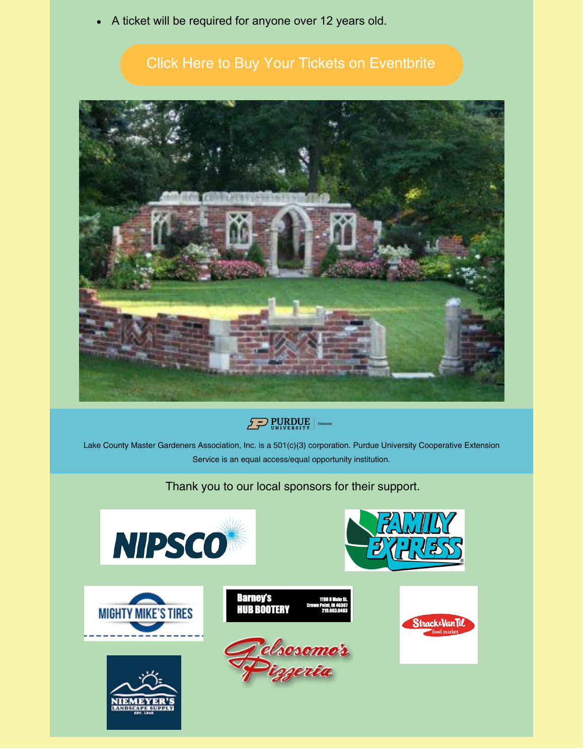- A ticket will be required for anyone over 12 years old.

Click Here to Buy Your Tickets on Eventbrite

Lake County Master Gardeners Association, Inc. is a 501(c)(3) corporation. Purdue University Cooperative Extension Service is an equal access/equal opportunity institution.

Thank you to our local sponsors for their support.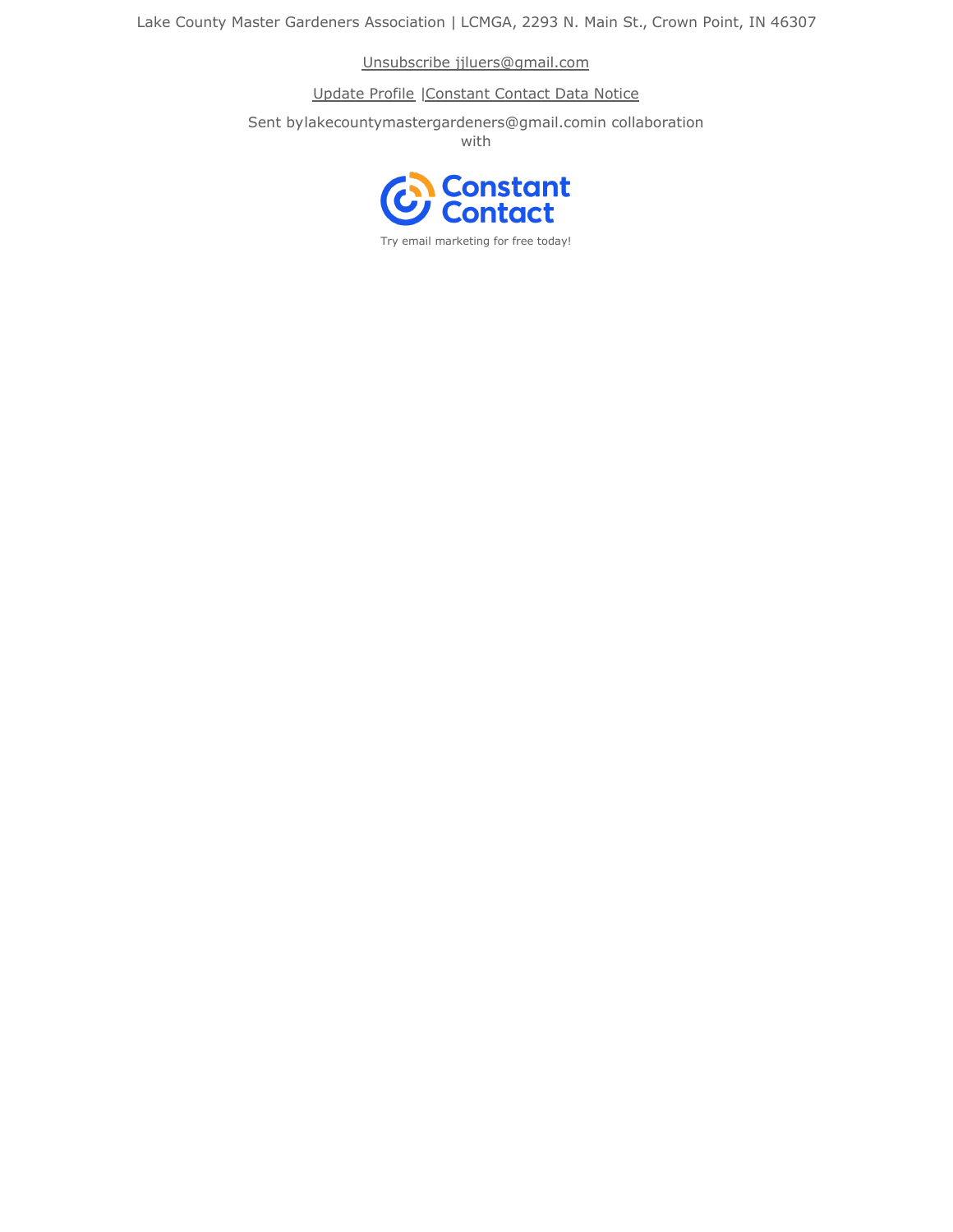Lake County Master Gardeners Association | LCMGA, 2293 N. Main St., Crown Point, IN 46307

Unsubscribe jjluers@gmail.com

Update Profile |Constant Contact Data Notice

Sent bylakecountymastergardeners@gmail.comin collaboration with

Constant Contact

Try email marketing for free today!